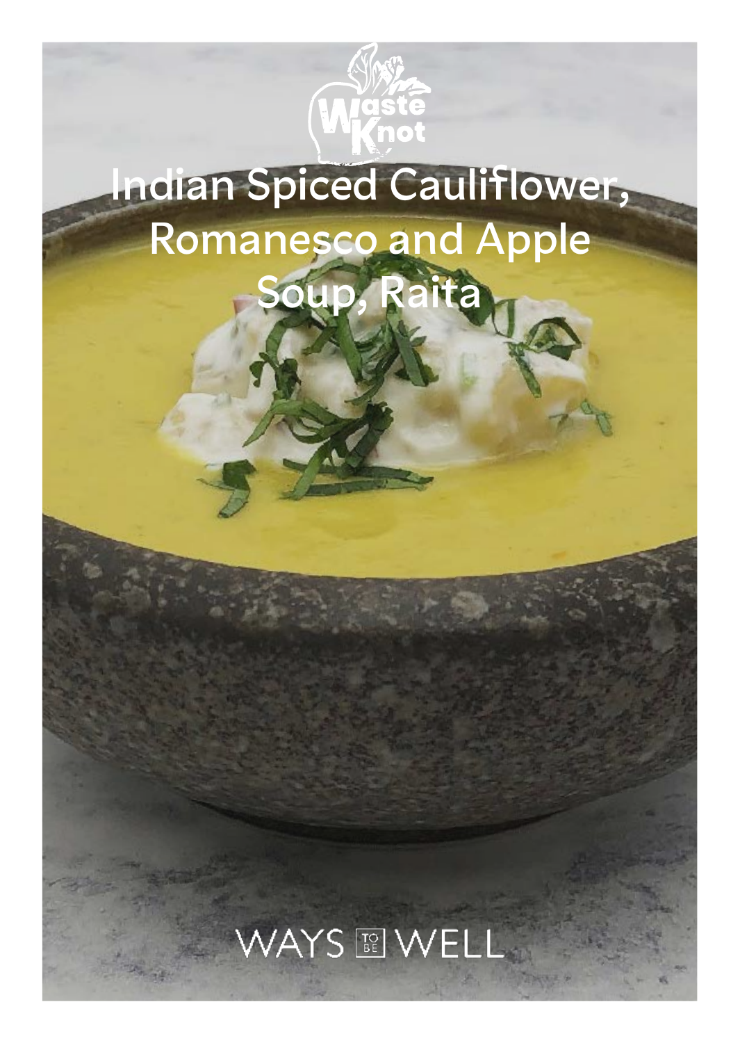# Indian Spiced Cauliflower, Romanesco and Apple Soup, Raita

WAYS TO BE WELL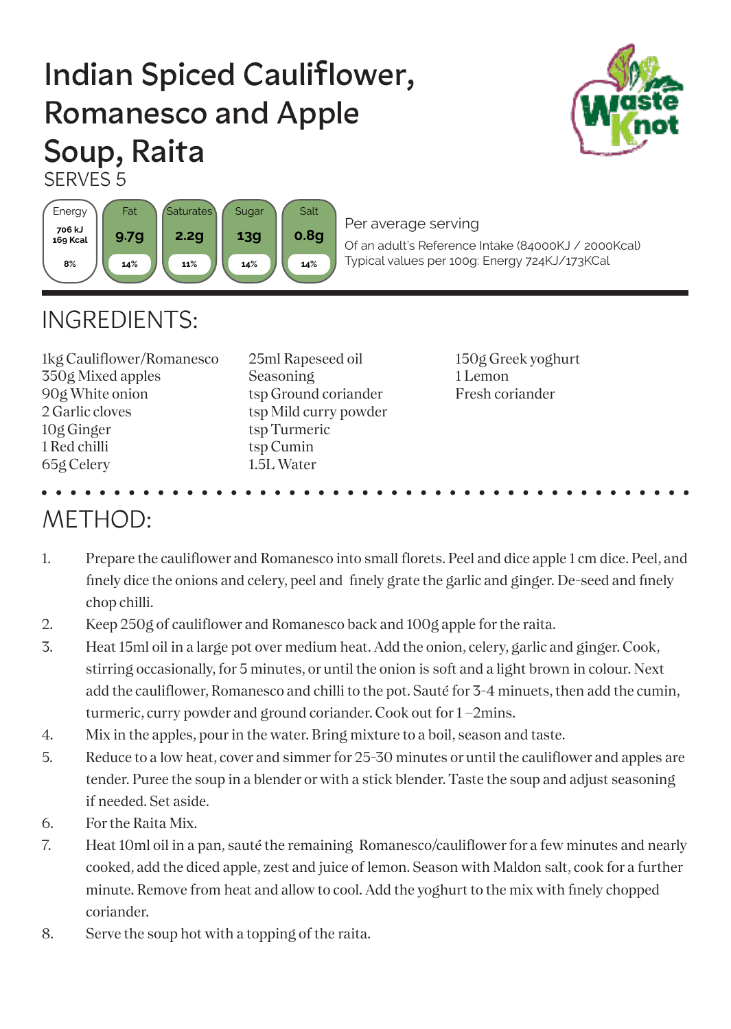# Indian Spiced Cauliflower, Romanesco and Apple Soup, Raita

SERVES 5

| Energy | Fat | Saturates | Sugar | Salt |
|---|---|---|---|---|
| 706 kJ 169 Kcal | 9.7g | 2.2g | 13g | 0.8g |
| 8% | 14% | 11% | 14% | 14% |

Per average serving

Of an adult's Reference Intake (84000KJ / 2000Kcal)
Typical values per 100g: Energy 724KJ/173KCal

## INGREDIENTS:

1kg Cauliflower/Romanesco
350g Mixed apples
90g White onion
2 Garlic cloves
10g Ginger
1 Red chilli
65g Celery
25ml Rapeseed oil
Seasoning
tsp Ground coriander
tsp Mild curry powder
tsp Turmeric
tsp Cumin
1.5L Water
150g Greek yoghurt
1 Lemon
Fresh coriander

## METHOD:

1. Prepare the cauliflower and Romanesco into small florets. Peel and dice apple 1 cm dice. Peel, and finely dice the onions and celery, peel and finely grate the garlic and ginger. De-seed and finely chop chilli.
2. Keep 250g of cauliflower and Romanesco back and 100g apple for the raita.
3. Heat 15ml oil in a large pot over medium heat. Add the onion, celery, garlic and ginger. Cook, stirring occasionally, for 5 minutes, or until the onion is soft and a light brown in colour. Next add the cauliflower, Romanesco and chilli to the pot. Sauté for 3-4 minuets, then add the cumin, turmeric, curry powder and ground coriander. Cook out for 1 –2mins.
4. Mix in the apples, pour in the water. Bring mixture to a boil, season and taste.
5. Reduce to a low heat, cover and simmer for 25-30 minutes or until the cauliflower and apples are tender. Puree the soup in a blender or with a stick blender. Taste the soup and adjust seasoning if needed. Set aside.
6. For the Raita Mix.
7. Heat 10ml oil in a pan, sauté the remaining Romanesco/cauliflower for a few minutes and nearly cooked, add the diced apple, zest and juice of lemon. Season with Maldon salt, cook for a further minute. Remove from heat and allow to cool. Add the yoghurt to the mix with finely chopped coriander.
8. Serve the soup hot with a topping of the raita.